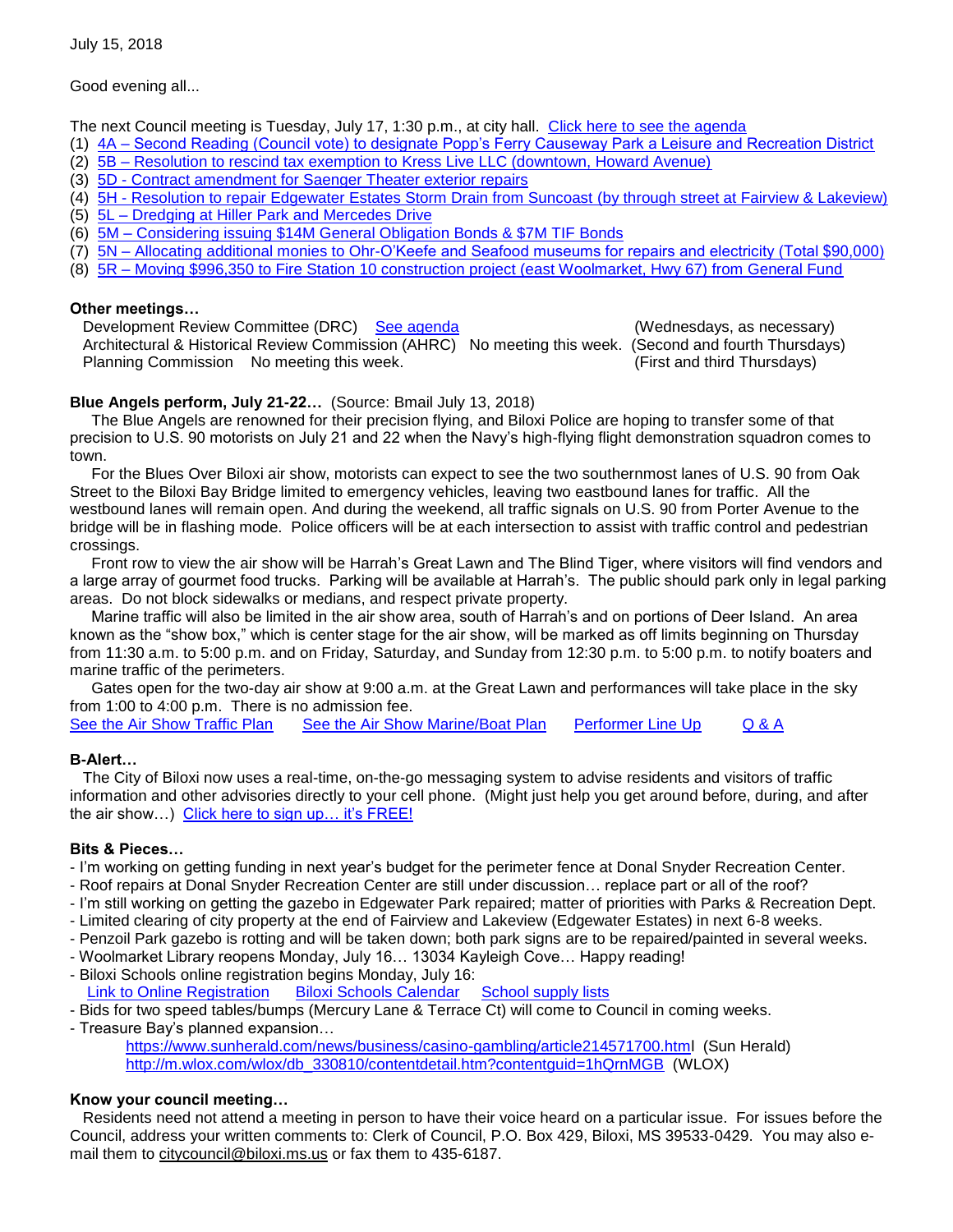July 15, 2018

Good evening all...

The next Council meeting is Tuesday, July 17, 1:30 p.m., at city hall. Click here to see the agenda

(1) 4A – Second Reading (Council vote) to designate Popp's Ferry Causeway Park a Leisure and Recreation District
(2) 5B – Resolution to rescind tax exemption to Kress Live LLC (downtown, Howard Avenue)
(3) 5D - Contract amendment for Saenger Theater exterior repairs
(4) 5H - Resolution to repair Edgewater Estates Storm Drain from Suncoast (by through street at Fairview & Lakeview)
(5) 5L – Dredging at Hiller Park and Mercedes Drive
(6) 5M – Considering issuing $14M General Obligation Bonds & $7M TIF Bonds
(7) 5N – Allocating additional monies to Ohr-O'Keefe and Seafood museums for repairs and electricity (Total $90,000)
(8) 5R – Moving $996,350 to Fire Station 10 construction project (east Woolmarket, Hwy 67) from General Fund

**Other meetings…**

Development Review Committee (DRC) See agenda (Wednesdays, as necessary)
Architectural & Historical Review Commission (AHRC) No meeting this week. (Second and fourth Thursdays)
Planning Commission No meeting this week. (First and third Thursdays)

**Blue Angels perform, July 21-22…** (Source: Bmail July 13, 2018)

The Blue Angels are renowned for their precision flying, and Biloxi Police are hoping to transfer some of that precision to U.S. 90 motorists on July 21 and 22 when the Navy's high-flying flight demonstration squadron comes to town.

For the Blues Over Biloxi air show, motorists can expect to see the two southernmost lanes of U.S. 90 from Oak Street to the Biloxi Bay Bridge limited to emergency vehicles, leaving two eastbound lanes for traffic. All the westbound lanes will remain open. And during the weekend, all traffic signals on U.S. 90 from Porter Avenue to the bridge will be in flashing mode. Police officers will be at each intersection to assist with traffic control and pedestrian crossings.

Front row to view the air show will be Harrah's Great Lawn and The Blind Tiger, where visitors will find vendors and a large array of gourmet food trucks. Parking will be available at Harrah's. The public should park only in legal parking areas. Do not block sidewalks or medians, and respect private property.

Marine traffic will also be limited in the air show area, south of Harrah's and on portions of Deer Island. An area known as the "show box," which is center stage for the air show, will be marked as off limits beginning on Thursday from 11:30 a.m. to 5:00 p.m. and on Friday, Saturday, and Sunday from 12:30 p.m. to 5:00 p.m. to notify boaters and marine traffic of the perimeters.

Gates open for the two-day air show at 9:00 a.m. at the Great Lawn and performances will take place in the sky from 1:00 to 4:00 p.m. There is no admission fee.

See the Air Show Traffic Plan    See the Air Show Marine/Boat Plan    Performer Line Up    Q & A

**B-Alert…**

The City of Biloxi now uses a real-time, on-the-go messaging system to advise residents and visitors of traffic information and other advisories directly to your cell phone. (Might just help you get around before, during, and after the air show…) Click here to sign up… it's FREE!

**Bits & Pieces…**

- I'm working on getting funding in next year's budget for the perimeter fence at Donal Snyder Recreation Center.
- Roof repairs at Donal Snyder Recreation Center are still under discussion… replace part or all of the roof?
- I'm still working on getting the gazebo in Edgewater Park repaired; matter of priorities with Parks & Recreation Dept.
- Limited clearing of city property at the end of Fairview and Lakeview (Edgewater Estates) in next 6-8 weeks.
- Penzoil Park gazebo is rotting and will be taken down; both park signs are to be repaired/painted in several weeks.
- Woolmarket Library reopens Monday, July 16… 13034 Kayleigh Cove… Happy reading!
- Biloxi Schools online registration begins Monday, July 16:
  Link to Online Registration    Biloxi Schools Calendar    School supply lists
- Bids for two speed tables/bumps (Mercury Lane & Terrace Ct) will come to Council in coming weeks.
- Treasure Bay's planned expansion…
  https://www.sunherald.com/news/business/casino-gambling/article214571700.html (Sun Herald)
  http://m.wlox.com/wlox/db_330810/contentdetail.htm?contentguid=1hQrnMGB (WLOX)

**Know your council meeting…**

Residents need not attend a meeting in person to have their voice heard on a particular issue. For issues before the Council, address your written comments to: Clerk of Council, P.O. Box 429, Biloxi, MS 39533-0429. You may also e-mail them to citycouncil@biloxi.ms.us or fax them to 435-6187.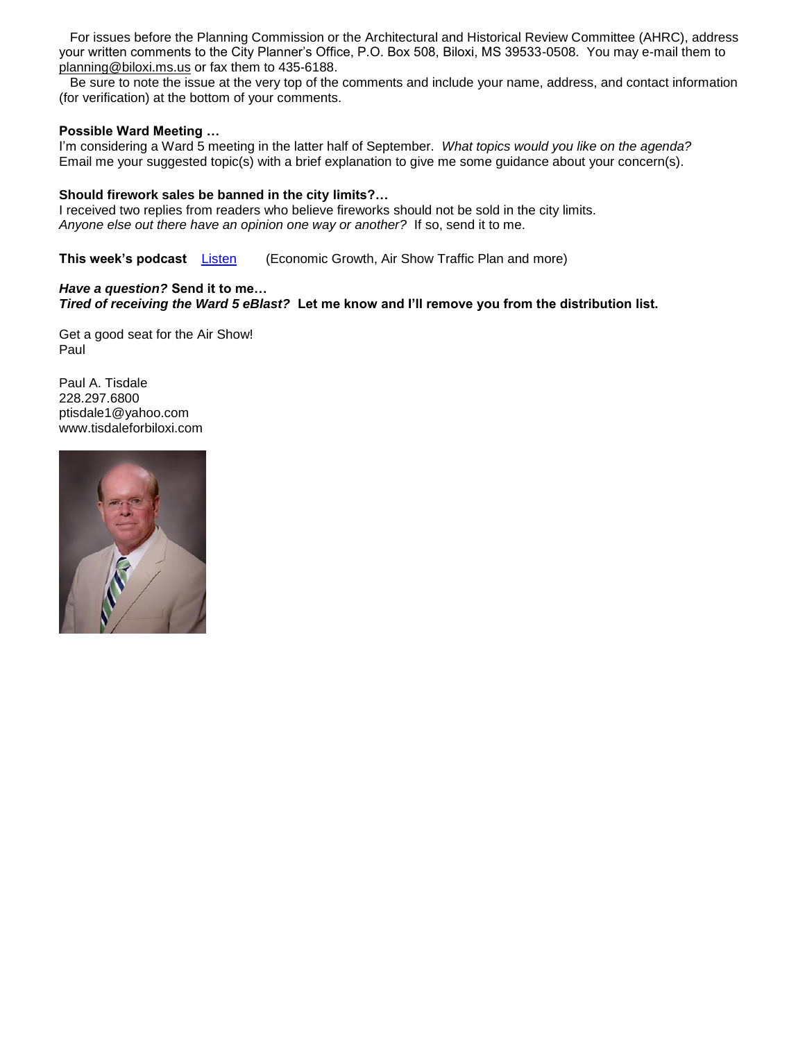For issues before the Planning Commission or the Architectural and Historical Review Committee (AHRC), address your written comments to the City Planner's Office, P.O. Box 508, Biloxi, MS 39533-0508. You may e-mail them to planning@biloxi.ms.us or fax them to 435-6188.

Be sure to note the issue at the very top of the comments and include your name, address, and contact information (for verification) at the bottom of your comments.

**Possible Ward Meeting …**

I'm considering a Ward 5 meeting in the latter half of September. *What topics would you like on the agenda?* Email me your suggested topic(s) with a brief explanation to give me some guidance about your concern(s).

**Should firework sales be banned in the city limits?…**

I received two replies from readers who believe fireworks should not be sold in the city limits.
*Anyone else out there have an opinion one way or another?* If so, send it to me.

**This week's podcast** [Listen] (Economic Growth, Air Show Traffic Plan and more)

***Have a question?* Send it to me…**
***Tired of receiving the Ward 5 eBlast?* Let me know and I'll remove you from the distribution list.**

Get a good seat for the Air Show!
Paul

Paul A. Tisdale
228.297.6800
ptisdale1@yahoo.com
www.tisdaleforbiloxi.com